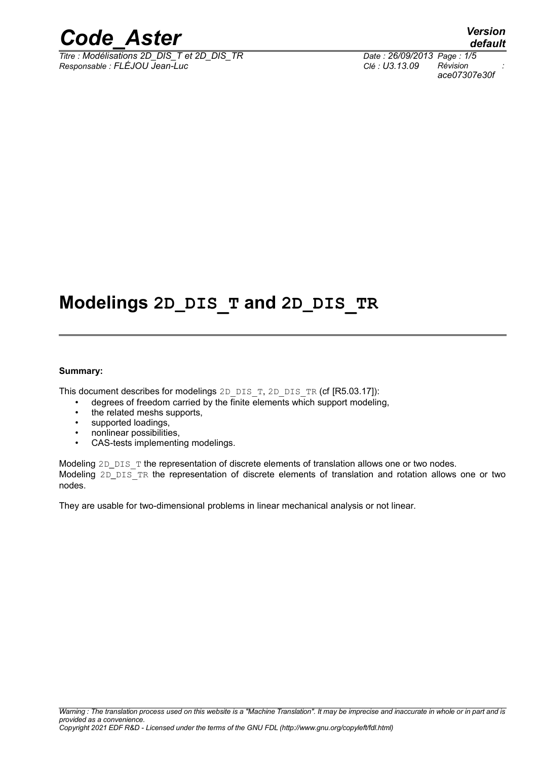# Modelings 2D_DIS_T and 2D_DIS_TR

**Summary:**

This document describes for modelings 2D_DIS_T, 2D_DIS_TR (cf [R5.03.17]):

- degrees of freedom carried by the finite elements which support modeling,
- the related meshs supports,
- supported loadings,
- nonlinear possibilities,
- CAS-tests implementing modelings.

Modeling 2D_DIS_T the representation of discrete elements of translation allows one or two nodes.
Modeling 2D_DIS_TR the representation of discrete elements of translation and rotation allows one or two nodes.

They are usable for two-dimensional problems in linear mechanical analysis or not linear.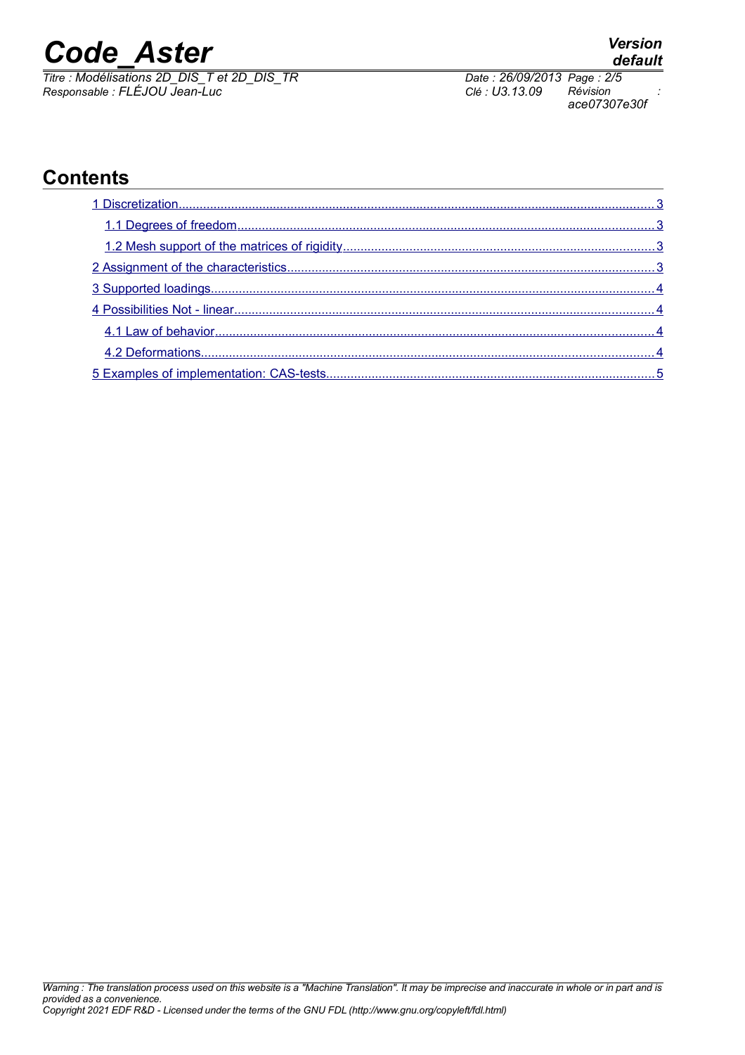## Contents

1 Discretization ... 3

1.1 Degrees of freedom ... 3

1.2 Mesh support of the matrices of rigidity ... 3

2 Assignment of the characteristics ... 3

3 Supported loadings ... 4

4 Possibilities Not - linear ... 4

4.1 Law of behavior ... 4

4.2 Deformations ... 4

5 Examples of implementation: CAS-tests ... 5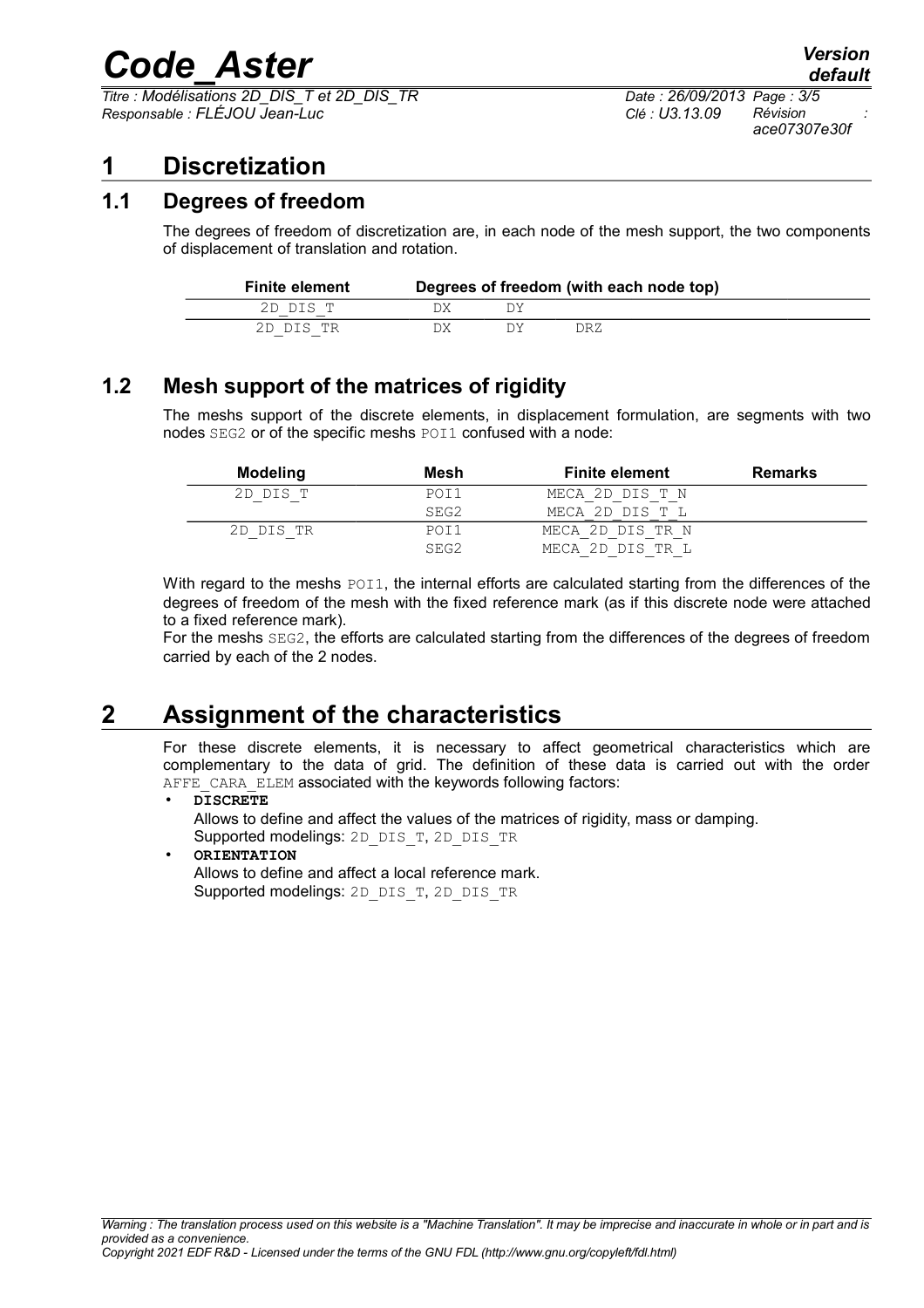# 1 Discretization

## 1.1 Degrees of freedom

The degrees of freedom of discretization are, in each node of the mesh support, the two components of displacement of translation and rotation.

| Finite element | Degrees of freedom (with each node top) | | |
|---|---|---|---|
| 2D_DIS_T | DX | DY | |
| 2D_DIS_TR | DX | DY | DRZ |

## 1.2 Mesh support of the matrices of rigidity

The meshs support of the discrete elements, in displacement formulation, are segments with two nodes SEG2 or of the specific meshs POI1 confused with a node:

| Modeling | Mesh | Finite element | Remarks |
|---|---|---|---|
| 2D_DIS_T | POI1 | MECA_2D_DIS_T_N | |
| | SEG2 | MECA_2D_DIS_T_L | |
| 2D_DIS_TR | POI1 | MECA_2D_DIS_TR_N | |
| | SEG2 | MECA_2D_DIS_TR_L | |

With regard to the meshs POI1, the internal efforts are calculated starting from the differences of the degrees of freedom of the mesh with the fixed reference mark (as if this discrete node were attached to a fixed reference mark).

For the meshs SEG2, the efforts are calculated starting from the differences of the degrees of freedom carried by each of the 2 nodes.

# 2 Assignment of the characteristics

For these discrete elements, it is necessary to affect geometrical characteristics which are complementary to the data of grid. The definition of these data is carried out with the order AFFE_CARA_ELEM associated with the keywords following factors:

- **DISCRETE**
  Allows to define and affect the values of the matrices of rigidity, mass or damping.
  Supported modelings: 2D_DIS_T, 2D_DIS_TR
- **ORIENTATION**
  Allows to define and affect a local reference mark.
  Supported modelings: 2D_DIS_T, 2D_DIS_TR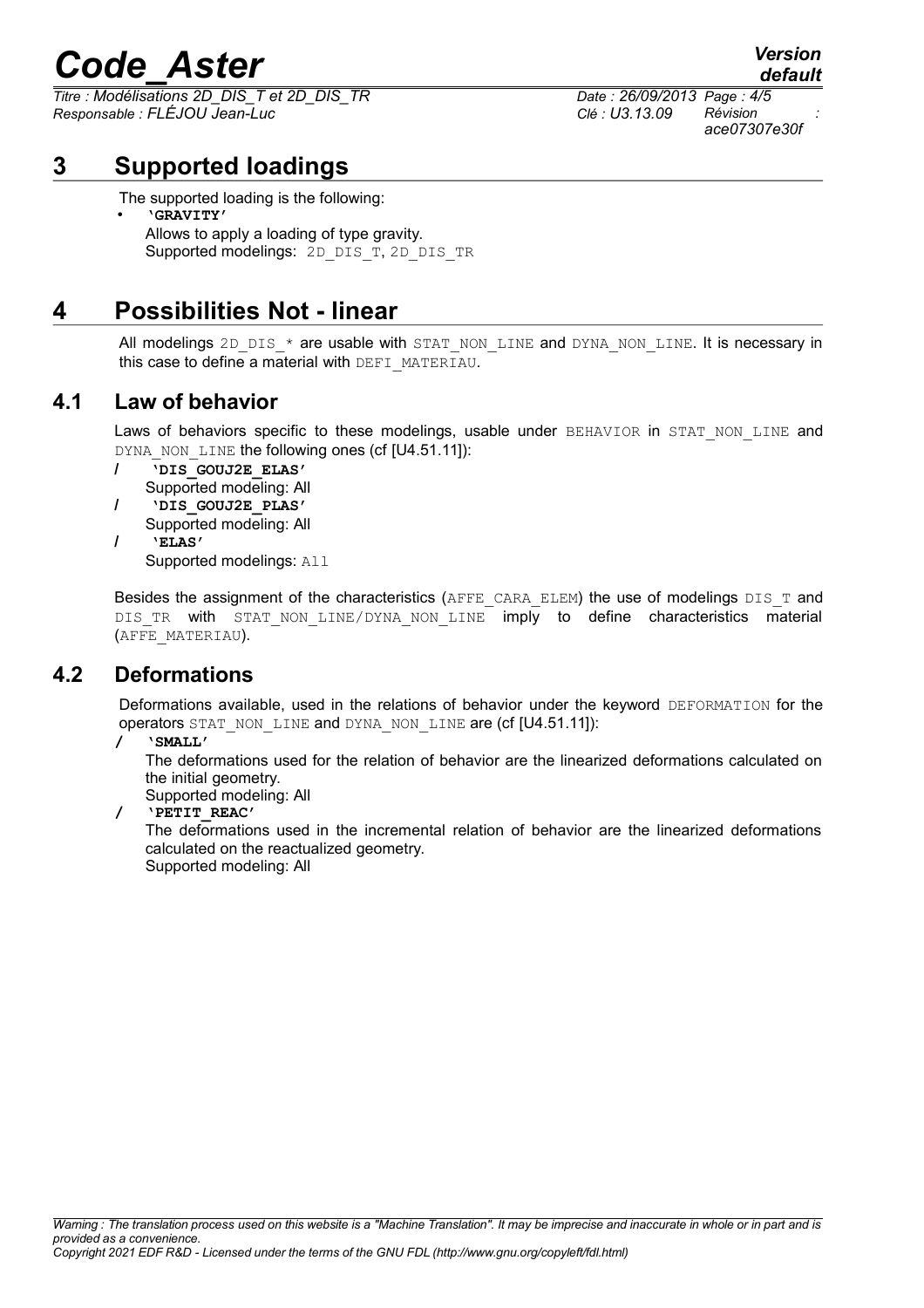# 3 Supported loadings

The supported loading is the following:

- **'GRAVITY'**
  Allows to apply a loading of type gravity.
  Supported modelings: 2D_DIS_T, 2D_DIS_TR

# 4 Possibilities Not - linear

All modelings 2D_DIS_* are usable with STAT_NON_LINE and DYNA_NON_LINE. It is necessary in this case to define a material with DEFI_MATERIAU.

## 4.1 Law of behavior

Laws of behaviors specific to these modelings, usable under BEHAVIOR in STAT_NON_LINE and DYNA_NON_LINE the following ones (cf [U4.51.11]):

/ **'DIS_GOUJ2E_ELAS'**
Supported modeling: All

/ **'DIS_GOUJ2E_PLAS'**
Supported modeling: All

/ **'ELAS'**
Supported modelings: All

Besides the assignment of the characteristics (AFFE_CARA_ELEM) the use of modelings DIS_T and DIS_TR with STAT_NON_LINE/DYNA_NON_LINE imply to define characteristics material (AFFE_MATERIAU).

## 4.2 Deformations

Deformations available, used in the relations of behavior under the keyword DEFORMATION for the operators STAT_NON_LINE and DYNA_NON_LINE are (cf [U4.51.11]):

/ **'SMALL'**
The deformations used for the relation of behavior are the linearized deformations calculated on the initial geometry.
Supported modeling: All

/ **'PETIT_REAC'**
The deformations used in the incremental relation of behavior are the linearized deformations calculated on the reactualized geometry.
Supported modeling: All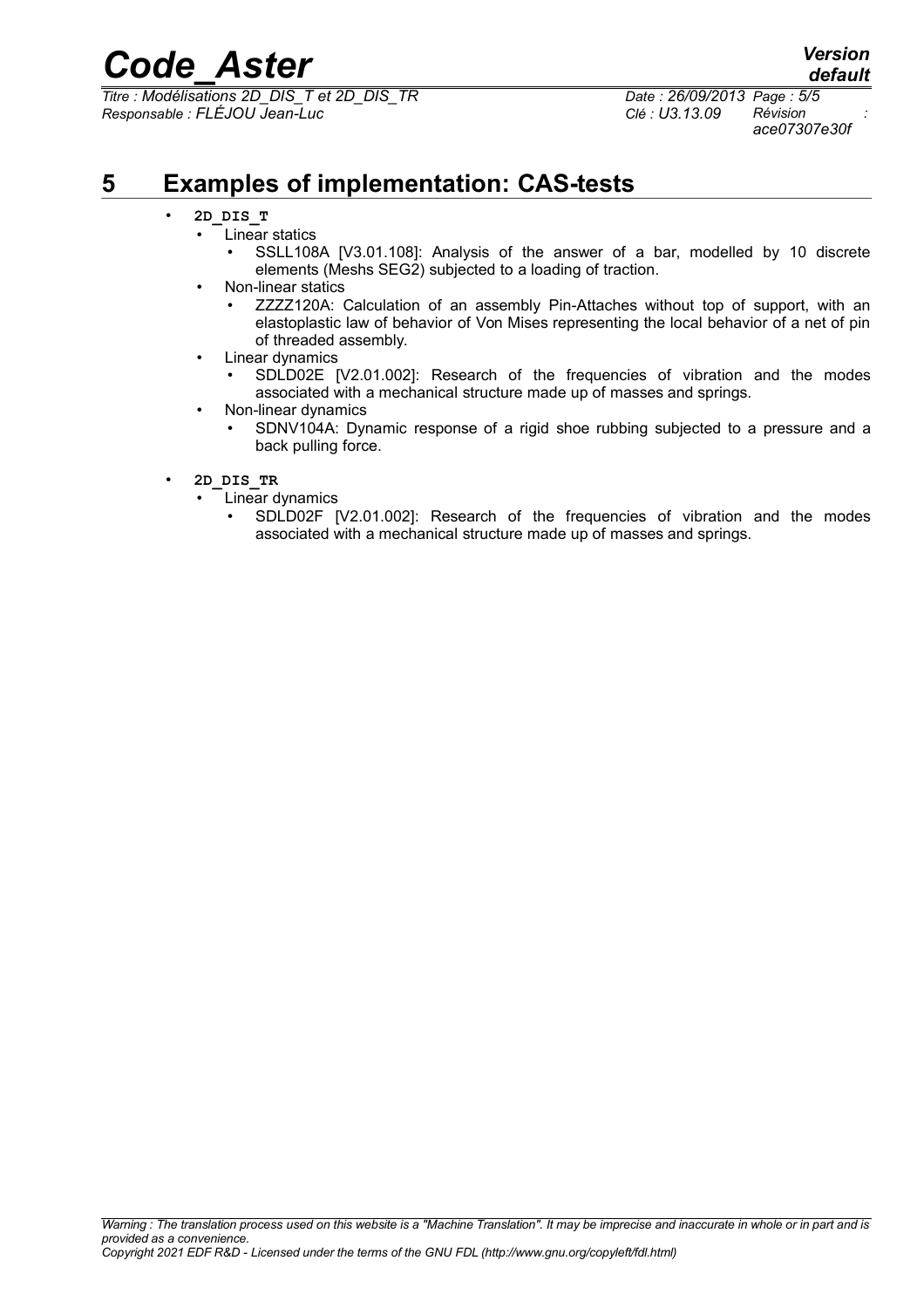# 5 Examples of implementation: CAS-tests

- **2D_DIS_T**
  - Linear statics
    - SSLL108A [V3.01.108]: Analysis of the answer of a bar, modelled by 10 discrete elements (Meshs SEG2) subjected to a loading of traction.
  - Non-linear statics
    - ZZZZ120A: Calculation of an assembly Pin-Attaches without top of support, with an elastoplastic law of behavior of Von Mises representing the local behavior of a net of pin of threaded assembly.
  - Linear dynamics
    - SDLD02E [V2.01.002]: Research of the frequencies of vibration and the modes associated with a mechanical structure made up of masses and springs.
  - Non-linear dynamics
    - SDNV104A: Dynamic response of a rigid shoe rubbing subjected to a pressure and a back pulling force.
- **2D_DIS_TR**
  - Linear dynamics
    - SDLD02F [V2.01.002]: Research of the frequencies of vibration and the modes associated with a mechanical structure made up of masses and springs.